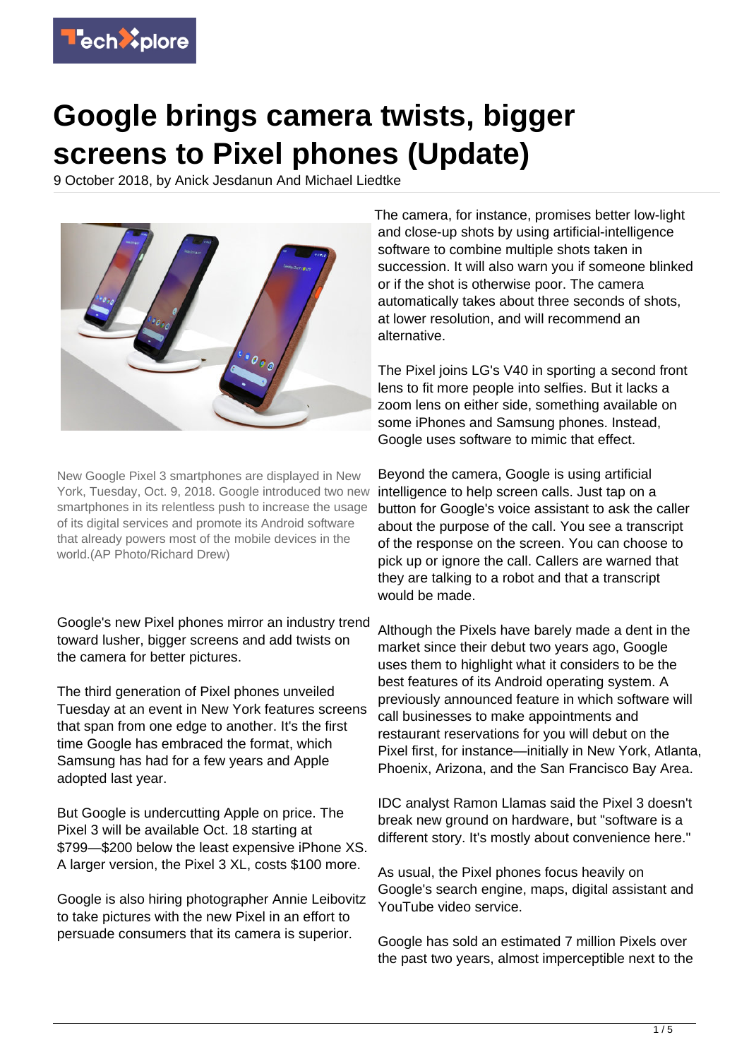# Google brings camera twists, bigger screens to Pixel phones (Update)

9 October 2018, by Anick Jesdanun And Michael Liedtke

New Google Pixel 3 smartphones are displayed in New York, Tuesday, Oct. 9, 2018. Google introduced two new smartphones in its relentless push to increase the usage of its digital services and promote its Android software that already powers most of the mobile devices in the world.(AP Photo/Richard Drew)

Google's new Pixel phones mirror an industry trend toward lusher, bigger screens and add twists on the camera for better pictures.

The third generation of Pixel phones unveiled Tuesday at an event in New York features screens that span from one edge to another. It's the first time Google has embraced the format, which Samsung has had for a few years and Apple adopted last year.

But Google is undercutting Apple on price. The Pixel 3 will be available Oct. 18 starting at $799—$200 below the least expensive iPhone XS. A larger version, the Pixel 3 XL, costs $100 more.

Google is also hiring photographer Annie Leibovitz to take pictures with the new Pixel in an effort to persuade consumers that its camera is superior.

The camera, for instance, promises better low-light and close-up shots by using artificial-intelligence software to combine multiple shots taken in succession. It will also warn you if someone blinked or if the shot is otherwise poor. The camera automatically takes about three seconds of shots, at lower resolution, and will recommend an alternative.

The Pixel joins LG's V40 in sporting a second front lens to fit more people into selfies. But it lacks a zoom lens on either side, something available on some iPhones and Samsung phones. Instead, Google uses software to mimic that effect.

Beyond the camera, Google is using artificial intelligence to help screen calls. Just tap on a button for Google's voice assistant to ask the caller about the purpose of the call. You see a transcript of the response on the screen. You can choose to pick up or ignore the call. Callers are warned that they are talking to a robot and that a transcript would be made.

Although the Pixels have barely made a dent in the market since their debut two years ago, Google uses them to highlight what it considers to be the best features of its Android operating system. A previously announced feature in which software will call businesses to make appointments and restaurant reservations for you will debut on the Pixel first, for instance—initially in New York, Atlanta, Phoenix, Arizona, and the San Francisco Bay Area.

IDC analyst Ramon Llamas said the Pixel 3 doesn't break new ground on hardware, but "software is a different story. It's mostly about convenience here."

As usual, the Pixel phones focus heavily on Google's search engine, maps, digital assistant and YouTube video service.

Google has sold an estimated 7 million Pixels over the past two years, almost imperceptible next to the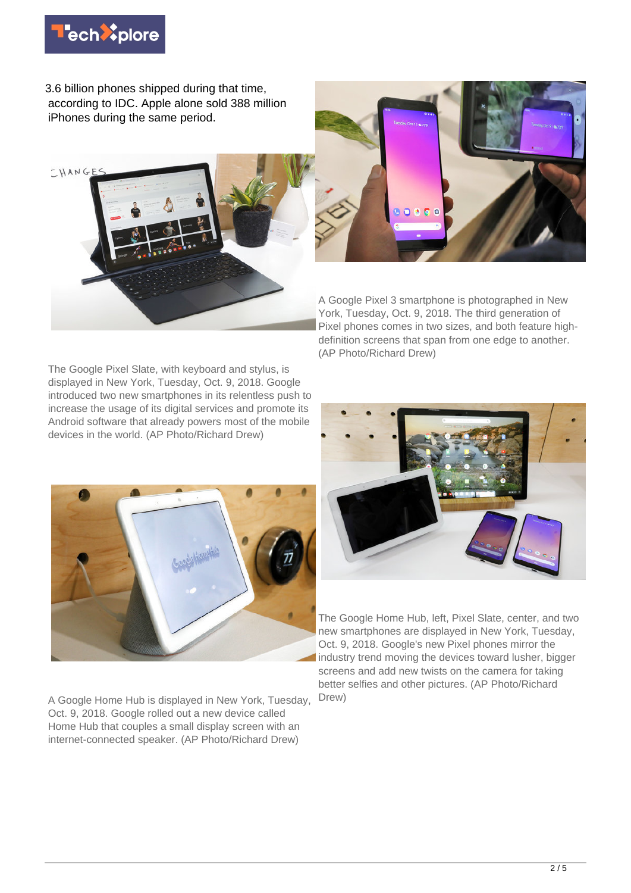3.6 billion phones shipped during that time, according to IDC. Apple alone sold 388 million iPhones during the same period.

The Google Pixel Slate, with keyboard and stylus, is displayed in New York, Tuesday, Oct. 9, 2018. Google introduced two new smartphones in its relentless push to increase the usage of its digital services and promote its Android software that already powers most of the mobile devices in the world. (AP Photo/Richard Drew)

A Google Pixel 3 smartphone is photographed in New York, Tuesday, Oct. 9, 2018. The third generation of Pixel phones comes in two sizes, and both feature high-definition screens that span from one edge to another. (AP Photo/Richard Drew)

A Google Home Hub is displayed in New York, Tuesday, Oct. 9, 2018. Google rolled out a new device called Home Hub that couples a small display screen with an internet-connected speaker. (AP Photo/Richard Drew)

The Google Home Hub, left, Pixel Slate, center, and two new smartphones are displayed in New York, Tuesday, Oct. 9, 2018. Google's new Pixel phones mirror the industry trend moving the devices toward lusher, bigger screens and add new twists on the camera for taking better selfies and other pictures. (AP Photo/Richard Drew)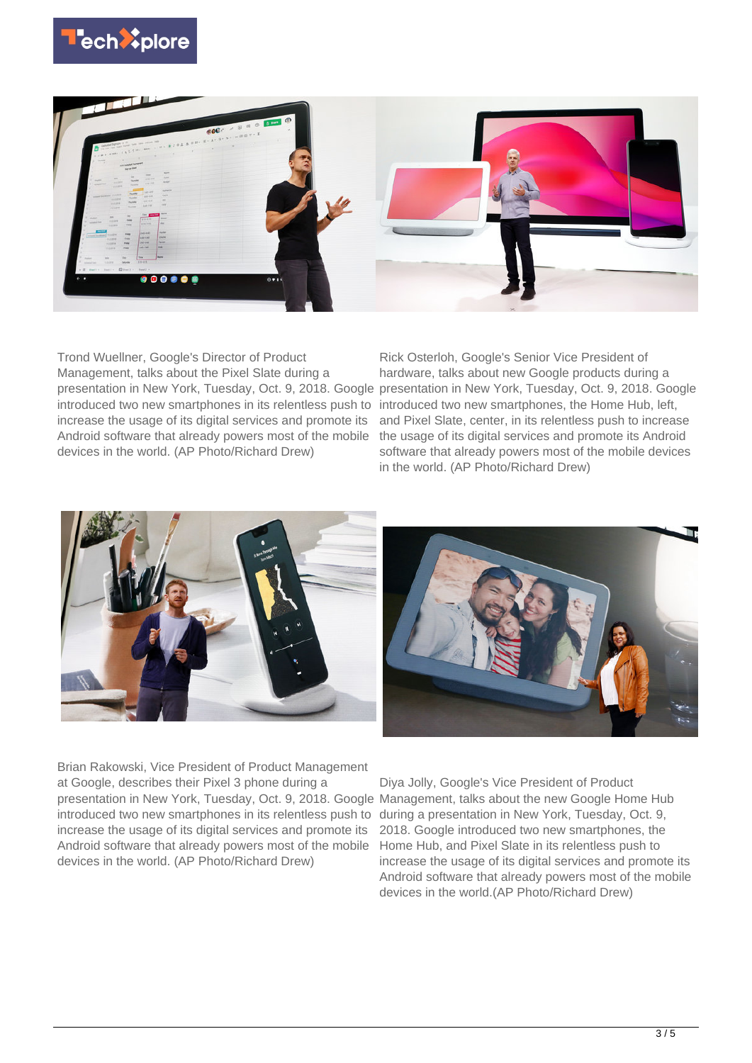Trond Wuellner, Google's Director of Product Management, talks about the Pixel Slate during a presentation in New York, Tuesday, Oct. 9, 2018. Google introduced two new smartphones in its relentless push to increase the usage of its digital services and promote its Android software that already powers most of the mobile devices in the world. (AP Photo/Richard Drew)

Rick Osterloh, Google's Senior Vice President of hardware, talks about new Google products during a presentation in New York, Tuesday, Oct. 9, 2018. Google introduced two new smartphones, the Home Hub, left, and Pixel Slate, center, in its relentless push to increase the usage of its digital services and promote its Android software that already powers most of the mobile devices in the world. (AP Photo/Richard Drew)

Brian Rakowski, Vice President of Product Management at Google, describes their Pixel 3 phone during a presentation in New York, Tuesday, Oct. 9, 2018. Google introduced two new smartphones in its relentless push to increase the usage of its digital services and promote its Android software that already powers most of the mobile devices in the world. (AP Photo/Richard Drew)

Diya Jolly, Google's Vice President of Product Management, talks about the new Google Home Hub during a presentation in New York, Tuesday, Oct. 9, 2018. Google introduced two new smartphones, the Home Hub, and Pixel Slate in its relentless push to increase the usage of its digital services and promote its Android software that already powers most of the mobile devices in the world.(AP Photo/Richard Drew)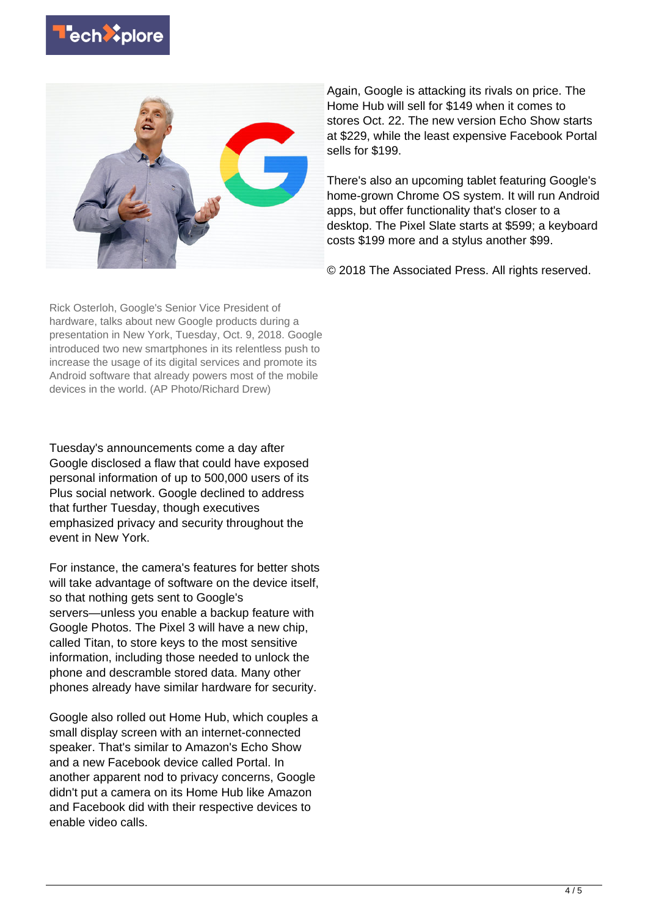Rick Osterloh, Google's Senior Vice President of hardware, talks about new Google products during a presentation in New York, Tuesday, Oct. 9, 2018. Google introduced two new smartphones in its relentless push to increase the usage of its digital services and promote its Android software that already powers most of the mobile devices in the world. (AP Photo/Richard Drew)

Tuesday's announcements come a day after Google disclosed a flaw that could have exposed personal information of up to 500,000 users of its Plus social network. Google declined to address that further Tuesday, though executives emphasized privacy and security throughout the event in New York.

For instance, the camera's features for better shots will take advantage of software on the device itself, so that nothing gets sent to Google's servers—unless you enable a backup feature with Google Photos. The Pixel 3 will have a new chip, called Titan, to store keys to the most sensitive information, including those needed to unlock the phone and descramble stored data. Many other phones already have similar hardware for security.

Google also rolled out Home Hub, which couples a small display screen with an internet-connected speaker. That's similar to Amazon's Echo Show and a new Facebook device called Portal. In another apparent nod to privacy concerns, Google didn't put a camera on its Home Hub like Amazon and Facebook did with their respective devices to enable video calls.

Again, Google is attacking its rivals on price. The Home Hub will sell for $149 when it comes to stores Oct. 22. The new version Echo Show starts at $229, while the least expensive Facebook Portal sells for $199.

There's also an upcoming tablet featuring Google's home-grown Chrome OS system. It will run Android apps, but offer functionality that's closer to a desktop. The Pixel Slate starts at $599; a keyboard costs $199 more and a stylus another $99.

© 2018 The Associated Press. All rights reserved.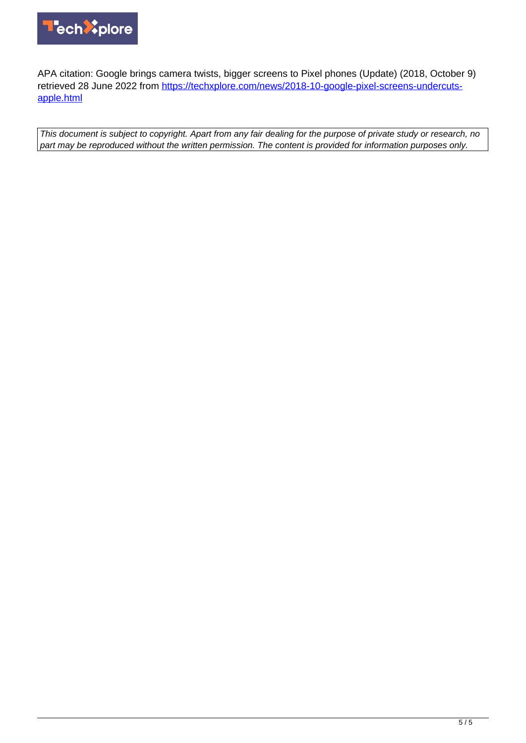APA citation: Google brings camera twists, bigger screens to Pixel phones (Update) (2018, October 9) retrieved 28 June 2022 from https://techxplore.com/news/2018-10-google-pixel-screens-undercuts-apple.html

*This document is subject to copyright. Apart from any fair dealing for the purpose of private study or research, no part may be reproduced without the written permission. The content is provided for information purposes only.*